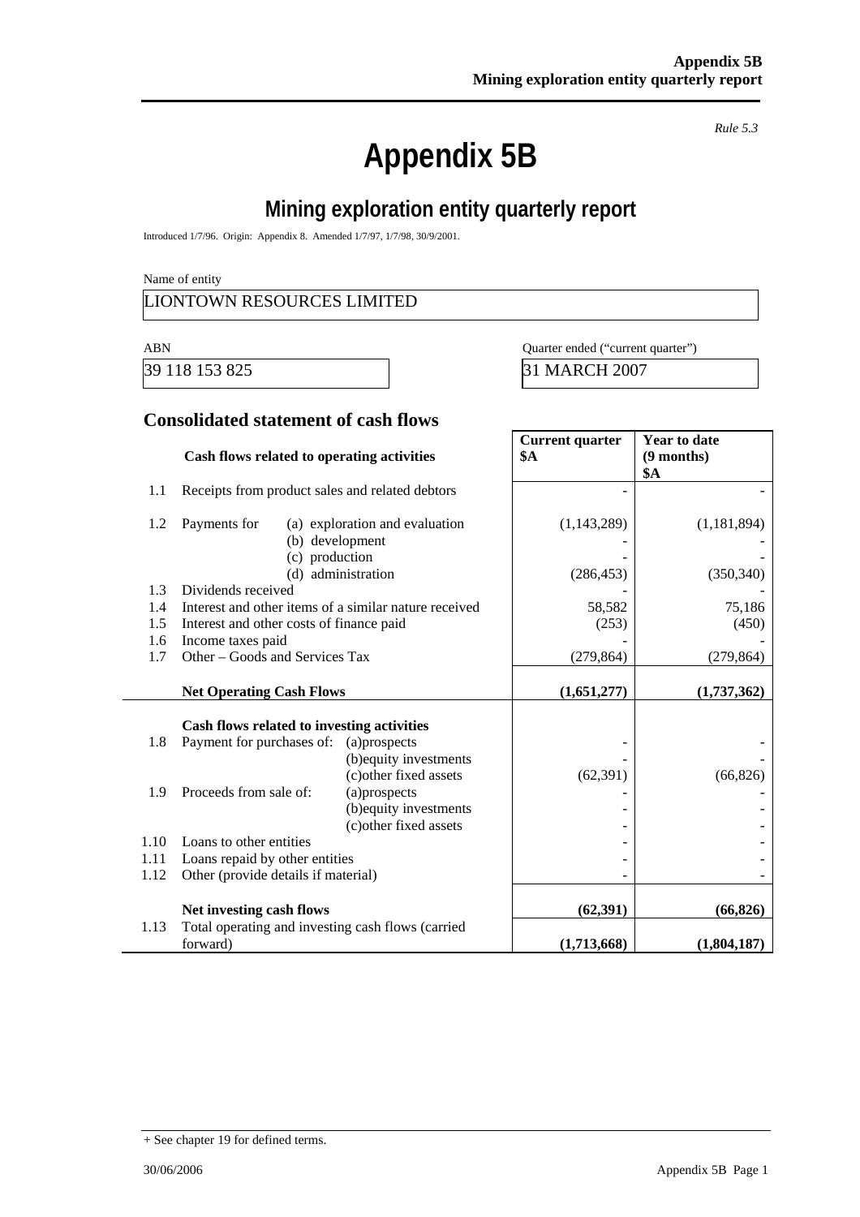*Rule 5.3*

# Appendix 5B

## Mining exploration entity quarterly report

Introduced 1/7/96. Origin: Appendix 8. Amended 1/7/97, 1/7/98, 30/9/2001.

Name of entity

LIONTOWN RESOURCES LIMITED

| ABN | Quarter ended ("current quarter") |
|---|---|
| 39 118 153 825 | 31 MARCH 2007 |

### Consolidated statement of cash flows

| | **Cash flows related to operating activities** | **Current quarter $A** | **Year to date (9 months) $A** |
|---|---|---|---|
| 1.1 | Receipts from product sales and related debtors | - | - |
| 1.2 | Payments for (a) exploration and evaluation | (1,143,289) | (1,181,894) |
| | (b) development | - | - |
| | (c) production | - | - |
| | (d) administration | (286,453) | (350,340) |
| 1.3 | Dividends received | - | - |
| 1.4 | Interest and other items of a similar nature received | 58,582 | 75,186 |
| 1.5 | Interest and other costs of finance paid | (253) | (450) |
| 1.6 | Income taxes paid | - | - |
| 1.7 | Other – Goods and Services Tax | (279,864) | (279,864) |
| | **Net Operating Cash Flows** | **(1,651,277)** | **(1,737,362)** |
| | **Cash flows related to investing activities** | | |
| 1.8 | Payment for purchases of: (a)prospects | - | - |
| | (b)equity investments | - | - |
| | (c)other fixed assets | (62,391) | (66,826) |
| 1.9 | Proceeds from sale of: (a)prospects | - | - |
| | (b)equity investments | - | - |
| | (c)other fixed assets | - | - |
| 1.10 | Loans to other entities | - | - |
| 1.11 | Loans repaid by other entities | - | - |
| 1.12 | Other (provide details if material) | - | - |
| | **Net investing cash flows** | **(62,391)** | **(66,826)** |
| 1.13 | Total operating and investing cash flows (carried forward) | **(1,713,668)** | **(1,804,187)** |

+ See chapter 19 for defined terms.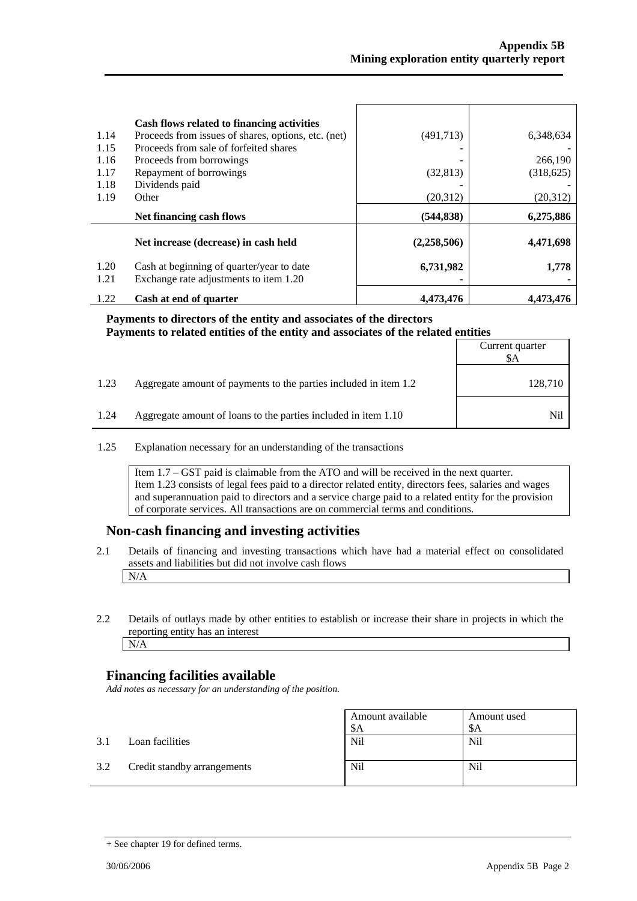| | Cash flows related to financing activities | | |
|---|---|---|---|
| 1.14 | Proceeds from issues of shares, options, etc. (net) | (491,713) | 6,348,634 |
| 1.15 | Proceeds from sale of forfeited shares | - | - |
| 1.16 | Proceeds from borrowings | - | 266,190 |
| 1.17 | Repayment of borrowings | (32,813) | (318,625) |
| 1.18 | Dividends paid | - | - |
| 1.19 | Other | (20,312) | (20,312) |
| | **Net financing cash flows** | **(544,838)** | **6,275,886** |
| | **Net increase (decrease) in cash held** | **(2,258,506)** | **4,471,698** |
| 1.20 | Cash at beginning of quarter/year to date | **6,731,982** | **1,778** |
| 1.21 | Exchange rate adjustments to item 1.20 | - | - |
| 1.22 | **Cash at end of quarter** | **4,473,476** | **4,473,476** |

**Payments to directors of the entity and associates of the directors**
**Payments to related entities of the entity and associates of the related entities**

| | | Current quarter $A |
|---|---|---|
| 1.23 | Aggregate amount of payments to the parties included in item 1.2 | 128,710 |
| 1.24 | Aggregate amount of loans to the parties included in item 1.10 | Nil |

1.25 Explanation necessary for an understanding of the transactions

Item 1.7 – GST paid is claimable from the ATO and will be received in the next quarter.
Item 1.23 consists of legal fees paid to a director related entity, directors fees, salaries and wages and superannuation paid to directors and a service charge paid to a related entity for the provision of corporate services. All transactions are on commercial terms and conditions.

## Non-cash financing and investing activities

2.1 Details of financing and investing transactions which have had a material effect on consolidated assets and liabilities but did not involve cash flows

N/A

2.2 Details of outlays made by other entities to establish or increase their share in projects in which the reporting entity has an interest

N/A

## Financing facilities available

*Add notes as necessary for an understanding of the position.*

| | | Amount available $A | Amount used $A |
|---|---|---|---|
| 3.1 | Loan facilities | Nil | Nil |
| 3.2 | Credit standby arrangements | Nil | Nil |

+ See chapter 19 for defined terms.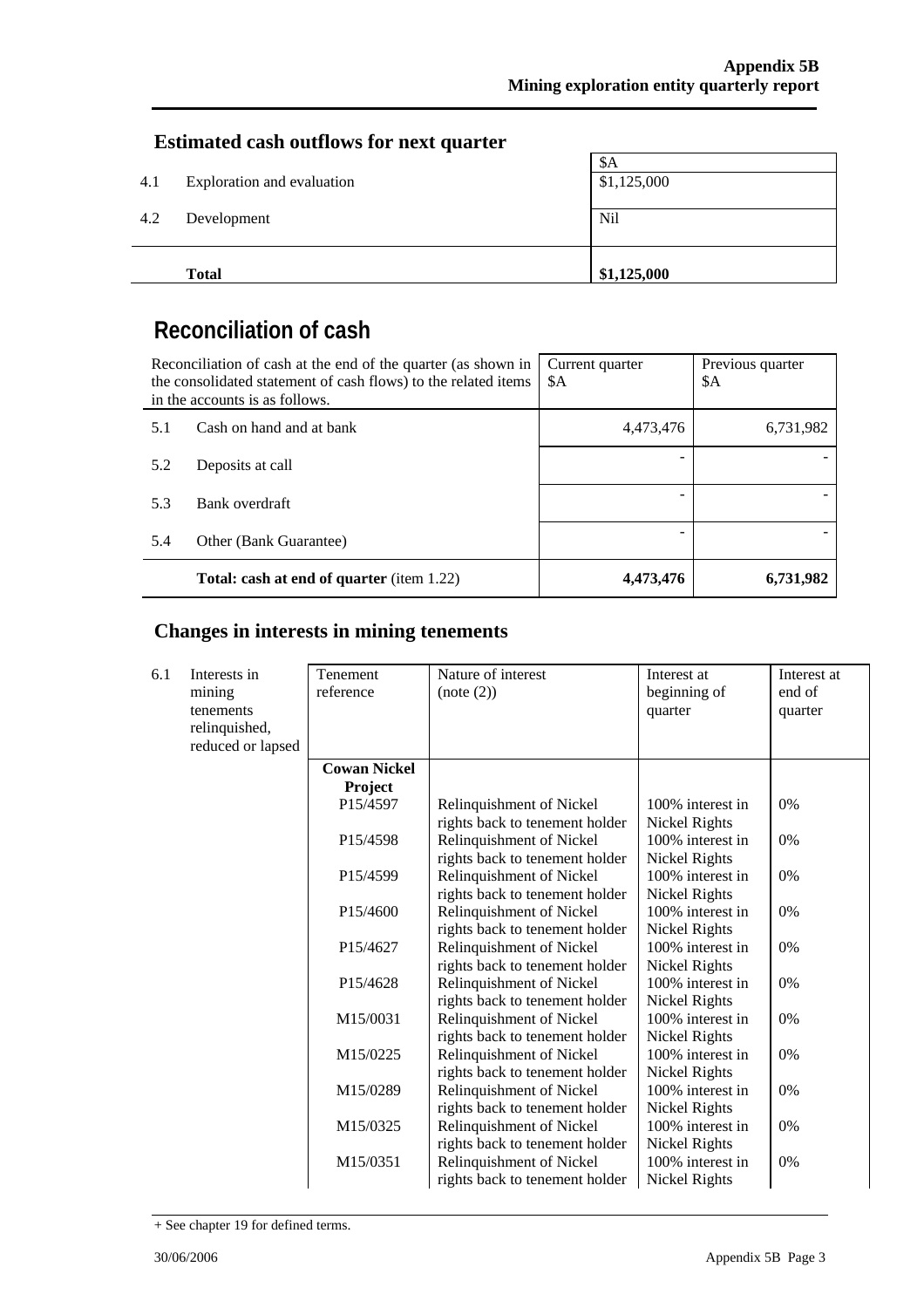## Estimated cash outflows for next quarter

| | | $A |
|---|---|---|
| 4.1 | Exploration and evaluation | $1,125,000 |
| 4.2 | Development | Nil |
| | **Total** | **$1,125,000** |

# Reconciliation of cash

| Reconciliation of cash at the end of the quarter (as shown in the consolidated statement of cash flows) to the related items in the accounts is as follows. | | Current quarter $A | Previous quarter $A |
|---|---|---|---|
| 5.1 | Cash on hand and at bank | 4,473,476 | 6,731,982 |
| 5.2 | Deposits at call | - | - |
| 5.3 | Bank overdraft | - | - |
| 5.4 | Other (Bank Guarantee) | - | - |
| | **Total: cash at end of quarter** (item 1.22) | **4,473,476** | **6,731,982** |

## Changes in interests in mining tenements

| | | Tenement reference | Nature of interest (note (2)) | Interest at beginning of quarter | Interest at end of quarter |
|---|---|---|---|---|---|
| 6.1 | Interests in mining tenements relinquished, reduced or lapsed | | | | |
| | | **Cowan Nickel Project** | | | |
| | | P15/4597 | Relinquishment of Nickel rights back to tenement holder | 100% interest in Nickel Rights | 0% |
| | | P15/4598 | Relinquishment of Nickel rights back to tenement holder | 100% interest in Nickel Rights | 0% |
| | | P15/4599 | Relinquishment of Nickel rights back to tenement holder | 100% interest in Nickel Rights | 0% |
| | | P15/4600 | Relinquishment of Nickel rights back to tenement holder | 100% interest in Nickel Rights | 0% |
| | | P15/4627 | Relinquishment of Nickel rights back to tenement holder | 100% interest in Nickel Rights | 0% |
| | | P15/4628 | Relinquishment of Nickel rights back to tenement holder | 100% interest in Nickel Rights | 0% |
| | | M15/0031 | Relinquishment of Nickel rights back to tenement holder | 100% interest in Nickel Rights | 0% |
| | | M15/0225 | Relinquishment of Nickel rights back to tenement holder | 100% interest in Nickel Rights | 0% |
| | | M15/0289 | Relinquishment of Nickel rights back to tenement holder | 100% interest in Nickel Rights | 0% |
| | | M15/0325 | Relinquishment of Nickel rights back to tenement holder | 100% interest in Nickel Rights | 0% |
| | | M15/0351 | Relinquishment of Nickel rights back to tenement holder | 100% interest in Nickel Rights | 0% |

+ See chapter 19 for defined terms.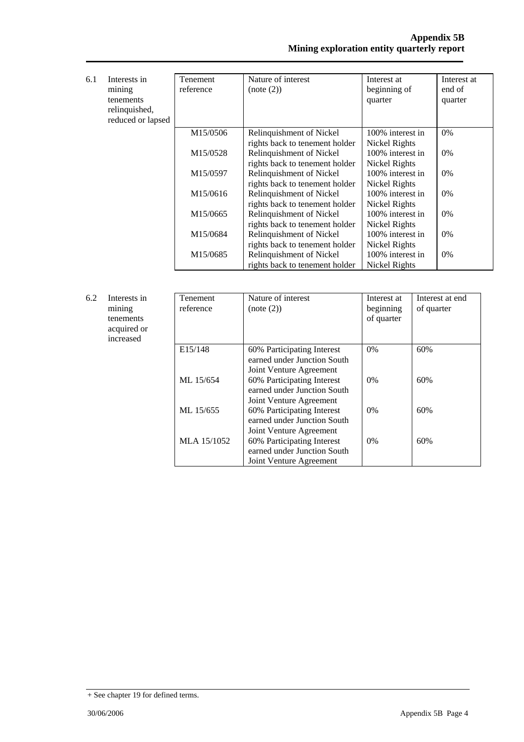6.1 Interests in mining tenements relinquished, reduced or lapsed

| Tenement reference | Nature of interest (note (2)) | Interest at beginning of quarter | Interest at end of quarter |
|---|---|---|---|
| M15/0506 | Relinquishment of Nickel rights back to tenement holder | 100% interest in Nickel Rights | 0% |
| M15/0528 | Relinquishment of Nickel rights back to tenement holder | 100% interest in Nickel Rights | 0% |
| M15/0597 | Relinquishment of Nickel rights back to tenement holder | 100% interest in Nickel Rights | 0% |
| M15/0616 | Relinquishment of Nickel rights back to tenement holder | 100% interest in Nickel Rights | 0% |
| M15/0665 | Relinquishment of Nickel rights back to tenement holder | 100% interest in Nickel Rights | 0% |
| M15/0684 | Relinquishment of Nickel rights back to tenement holder | 100% interest in Nickel Rights | 0% |
| M15/0685 | Relinquishment of Nickel rights back to tenement holder | 100% interest in Nickel Rights | 0% |

6.2 Interests in mining tenements acquired or increased

| Tenement reference | Nature of interest (note (2)) | Interest at beginning of quarter | Interest at end of quarter |
|---|---|---|---|
| E15/148 | 60% Participating Interest earned under Junction South Joint Venture Agreement | 0% | 60% |
| ML 15/654 | 60% Participating Interest earned under Junction South Joint Venture Agreement | 0% | 60% |
| ML 15/655 | 60% Participating Interest earned under Junction South Joint Venture Agreement | 0% | 60% |
| MLA 15/1052 | 60% Participating Interest earned under Junction South Joint Venture Agreement | 0% | 60% |

+ See chapter 19 for defined terms.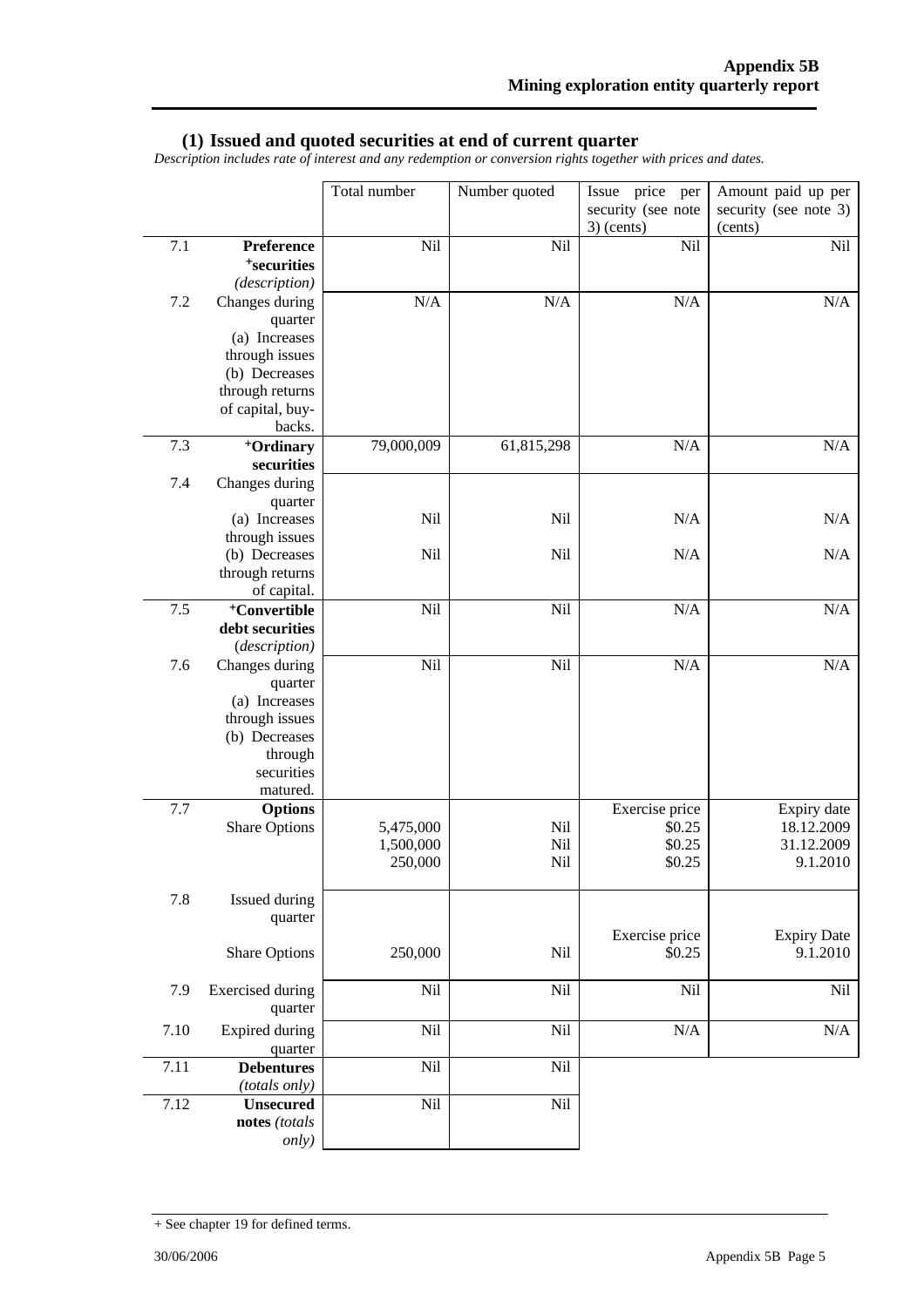## (1) Issued and quoted securities at end of current quarter

*Description includes rate of interest and any redemption or conversion rights together with prices and dates.*

| | | Total number | Number quoted | Issue price per security (see note 3) (cents) | Amount paid up per security (see note 3) (cents) |
|---|---|---|---|---|---|
| 7.1 | **Preference +securities** *(description)* | Nil | Nil | Nil | Nil |
| 7.2 | Changes during quarter (a) Increases through issues (b) Decreases through returns of capital, buy-backs. | N/A | N/A | N/A | N/A |
| 7.3 | **+Ordinary securities** | 79,000,009 | 61,815,298 | N/A | N/A |
| 7.4 | Changes during quarter (a) Increases through issues | Nil | Nil | N/A | N/A |
| | (b) Decreases through returns of capital. | Nil | Nil | N/A | N/A |
| 7.5 | **+Convertible debt securities** *(description)* | Nil | Nil | N/A | N/A |
| 7.6 | Changes during quarter (a) Increases through issues (b) Decreases through securities matured. | Nil | Nil | N/A | N/A |
| 7.7 | **Options** | | | Exercise price | Expiry date |
| | Share Options | 5,475,000 | Nil | $0.25 | 18.12.2009 |
| | | 1,500,000 | Nil | $0.25 | 31.12.2009 |
| | | 250,000 | Nil | $0.25 | 9.1.2010 |
| 7.8 | Issued during quarter | | | Exercise price | Expiry Date |
| | Share Options | 250,000 | Nil | $0.25 | 9.1.2010 |
| 7.9 | Exercised during quarter | Nil | Nil | Nil | Nil |
| 7.10 | Expired during quarter | Nil | Nil | N/A | N/A |
| 7.11 | **Debentures** *(totals only)* | Nil | Nil | | |
| 7.12 | **Unsecured notes** *(totals only)* | Nil | Nil | | |

+ See chapter 19 for defined terms.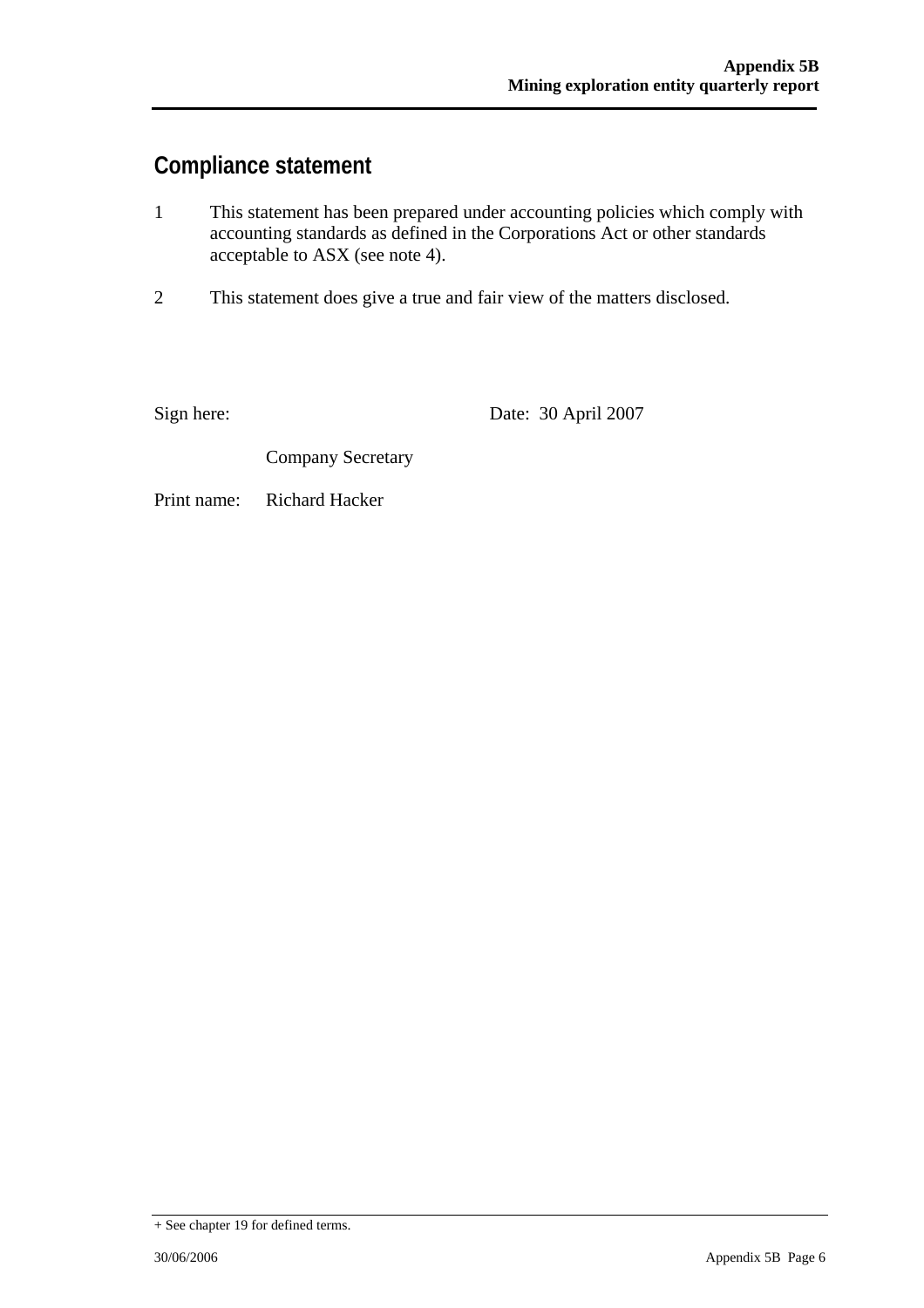## Compliance statement

1. This statement has been prepared under accounting policies which comply with accounting standards as defined in the Corporations Act or other standards acceptable to ASX (see note 4).

2. This statement does give a true and fair view of the matters disclosed.

Sign here: Date: 30 April 2007

Company Secretary

Print name: Richard Hacker

+ See chapter 19 for defined terms.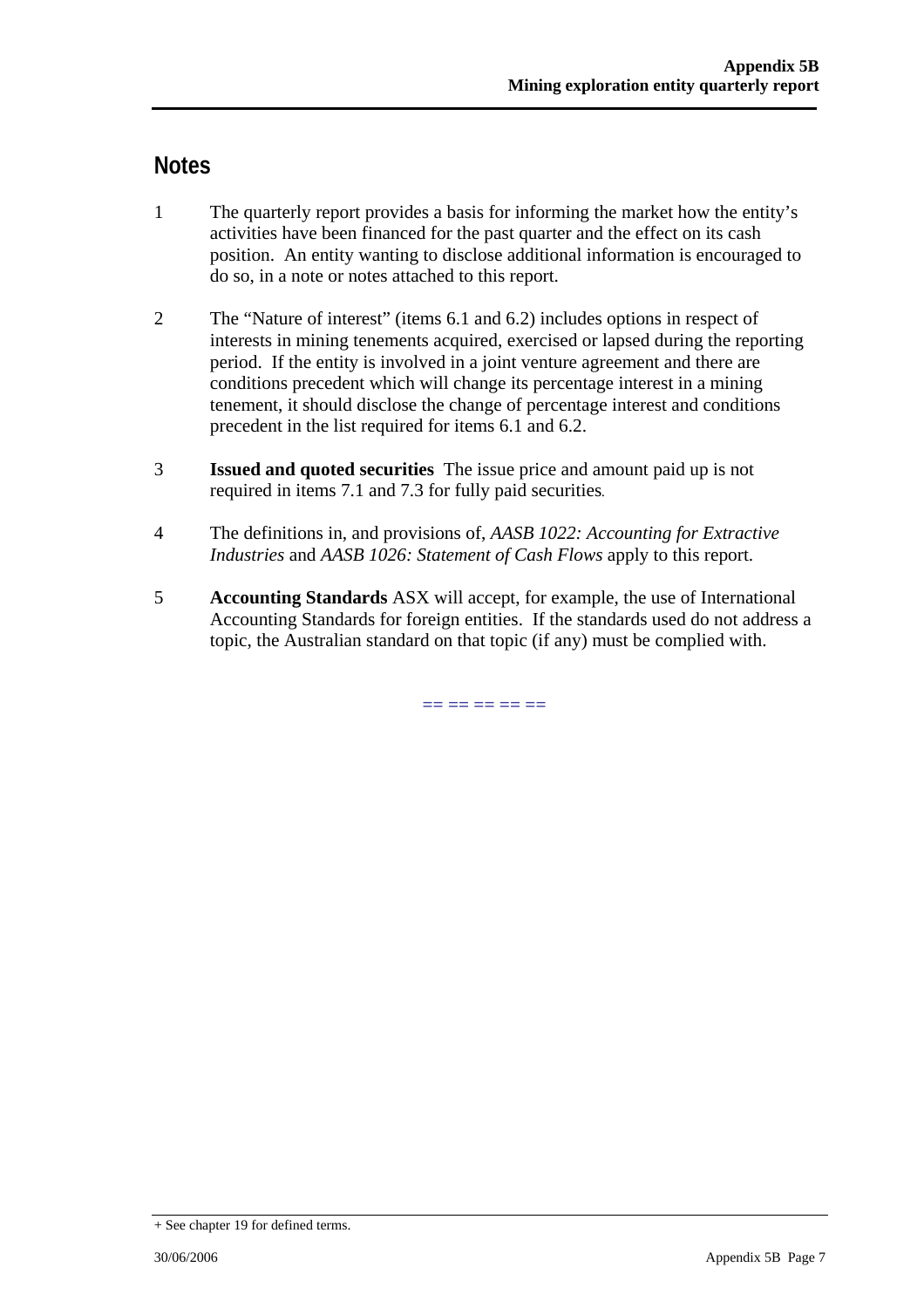## Notes

1 The quarterly report provides a basis for informing the market how the entity's activities have been financed for the past quarter and the effect on its cash position. An entity wanting to disclose additional information is encouraged to do so, in a note or notes attached to this report.

2 The "Nature of interest" (items 6.1 and 6.2) includes options in respect of interests in mining tenements acquired, exercised or lapsed during the reporting period. If the entity is involved in a joint venture agreement and there are conditions precedent which will change its percentage interest in a mining tenement, it should disclose the change of percentage interest and conditions precedent in the list required for items 6.1 and 6.2.

3 **Issued and quoted securities** The issue price and amount paid up is not required in items 7.1 and 7.3 for fully paid securities.

4 The definitions in, and provisions of, *AASB 1022: Accounting for Extractive Industries* and *AASB 1026: Statement of Cash Flows* apply to this report.

5 **Accounting Standards** ASX will accept, for example, the use of International Accounting Standards for foreign entities. If the standards used do not address a topic, the Australian standard on that topic (if any) must be complied with.

== == == == ==

+ See chapter 19 for defined terms.